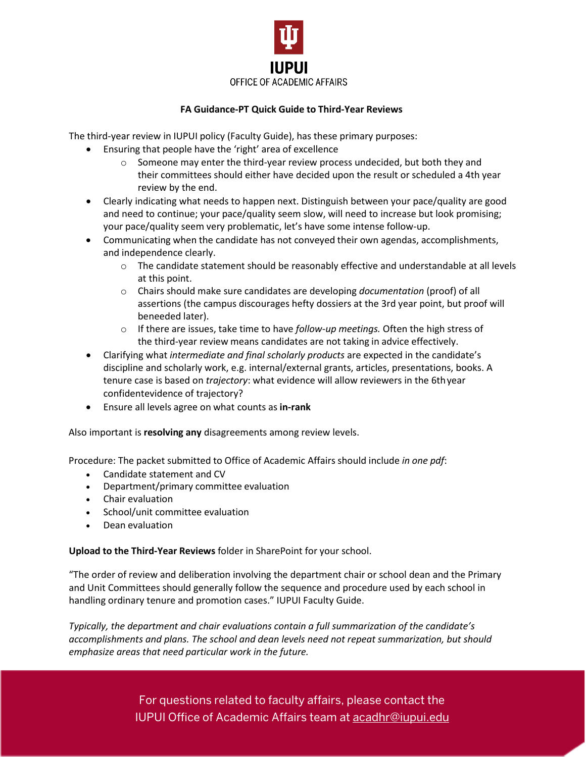IUPUI

OFFICE OF ACADEMIC AFFAIRS

**FA Guidance-PT Quick Guide to Third-Year Reviews**

The third-year review in IUPUI policy (Faculty Guide), has these primary purposes:

- Ensuring that people have the 'right' area of excellence
  - Someone may enter the third-year review process undecided, but both they and their committees should either have decided upon the result or scheduled a 4th year review by the end.
- Clearly indicating what needs to happen next. Distinguish between your pace/quality are good and need to continue; your pace/quality seem slow, will need to increase but look promising; your pace/quality seem very problematic, let's have some intense follow-up.
- Communicating when the candidate has not conveyed their own agendas, accomplishments, and independence clearly.
  - The candidate statement should be reasonably effective and understandable at all levels at this point.
  - Chairs should make sure candidates are developing *documentation* (proof) of all assertions (the campus discourages hefty dossiers at the 3rd year point, but proof will beneeded later).
  - If there are issues, take time to have *follow-up meetings.* Often the high stress of the third-year review means candidates are not taking in advice effectively.
- Clarifying what *intermediate and final scholarly products* are expected in the candidate's discipline and scholarly work, e.g. internal/external grants, articles, presentations, books. A tenure case is based on *trajectory*: what evidence will allow reviewers in the 6thyear confidentevidence of trajectory?
- Ensure all levels agree on what counts as **in-rank**

Also important is **resolving any** disagreements among review levels.

Procedure: The packet submitted to Office of Academic Affairs should include *in one pdf*:

- Candidate statement and CV
- Department/primary committee evaluation
- Chair evaluation
- School/unit committee evaluation
- Dean evaluation

**Upload to the Third-Year Reviews** folder in SharePoint for your school.

"The order of review and deliberation involving the department chair or school dean and the Primary and Unit Committees should generally follow the sequence and procedure used by each school in handling ordinary tenure and promotion cases." IUPUI Faculty Guide.

*Typically, the department and chair evaluations contain a full summarization of the candidate's accomplishments and plans. The school and dean levels need not repeat summarization, but should emphasize areas that need particular work in the future.*

For questions related to faculty affairs, please contact the IUPUI Office of Academic Affairs team at acadhr@iupui.edu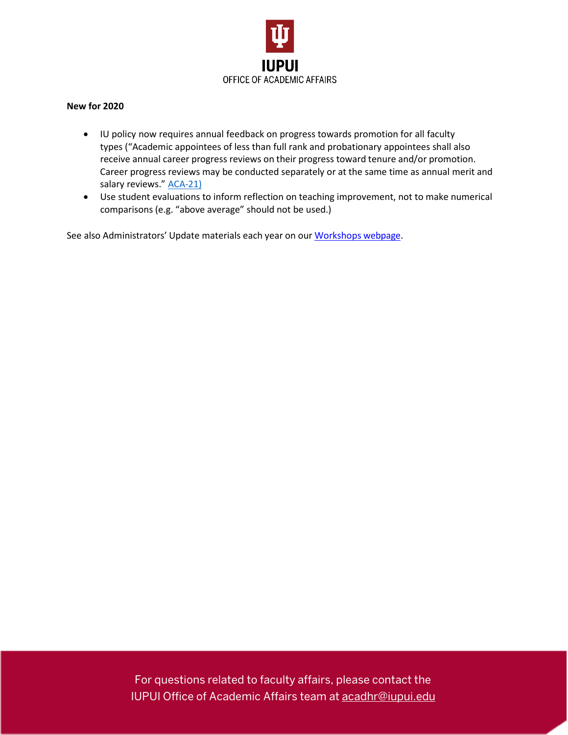**New for 2020**

- IU policy now requires annual feedback on progress towards promotion for all faculty types ("Academic appointees of less than full rank and probationary appointees shall also receive annual career progress reviews on their progress toward tenure and/or promotion. Career progress reviews may be conducted separately or at the same time as annual merit and salary reviews." ACA-21)
- Use student evaluations to inform reflection on teaching improvement, not to make numerical comparisons (e.g. "above average" should not be used.)

See also Administrators' Update materials each year on our Workshops webpage.

For questions related to faculty affairs, please contact the IUPUI Office of Academic Affairs team at acadhr@iupui.edu